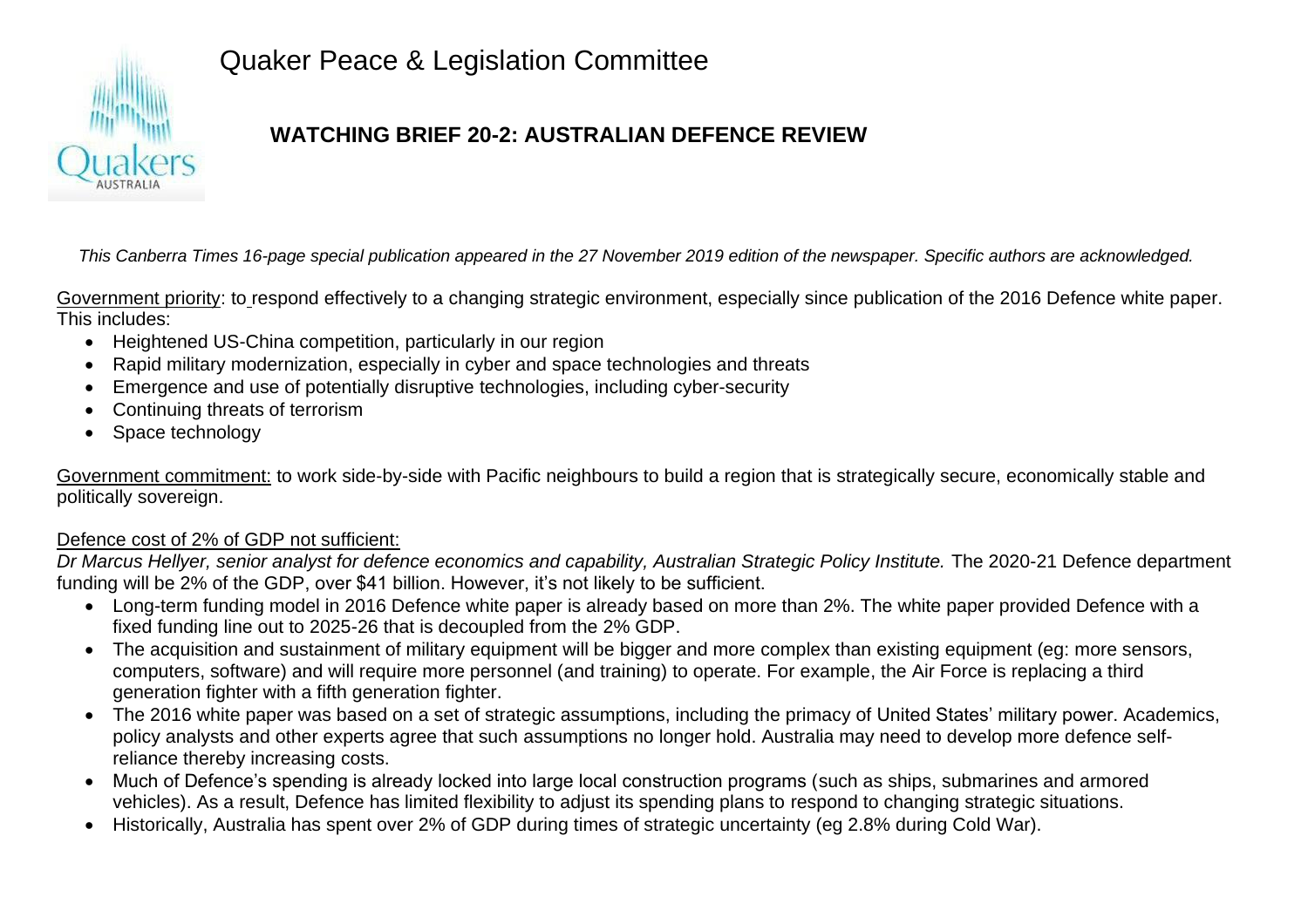# Quaker Peace & Legislation Committee

## WATCHING BRIEF 20-2: AUSTRALIAN DEFENCE REVIEW

*This Canberra Times 16-page special publication appeared in the 27 November 2019 edition of the newspaper. Specific authors are acknowledged.*

Government priority: to respond effectively to a changing strategic environment, especially since publication of the 2016 Defence white paper. This includes:

- Heightened US-China competition, particularly in our region
- Rapid military modernization, especially in cyber and space technologies and threats
- Emergence and use of potentially disruptive technologies, including cyber-security
- Continuing threats of terrorism
- Space technology

Government commitment: to work side-by-side with Pacific neighbours to build a region that is strategically secure, economically stable and politically sovereign.

Defence cost of 2% of GDP not sufficient:

*Dr Marcus Hellyer, senior analyst for defence economics and capability, Australian Strategic Policy Institute.* The 2020-21 Defence department funding will be 2% of the GDP, over $41 billion. However, it's not likely to be sufficient.

- Long-term funding model in 2016 Defence white paper is already based on more than 2%. The white paper provided Defence with a fixed funding line out to 2025-26 that is decoupled from the 2% GDP.
- The acquisition and sustainment of military equipment will be bigger and more complex than existing equipment (eg: more sensors, computers, software) and will require more personnel (and training) to operate. For example, the Air Force is replacing a third generation fighter with a fifth generation fighter.
- The 2016 white paper was based on a set of strategic assumptions, including the primacy of United States' military power. Academics, policy analysts and other experts agree that such assumptions no longer hold. Australia may need to develop more defence self-reliance thereby increasing costs.
- Much of Defence's spending is already locked into large local construction programs (such as ships, submarines and armored vehicles). As a result, Defence has limited flexibility to adjust its spending plans to respond to changing strategic situations.
- Historically, Australia has spent over 2% of GDP during times of strategic uncertainty (eg 2.8% during Cold War).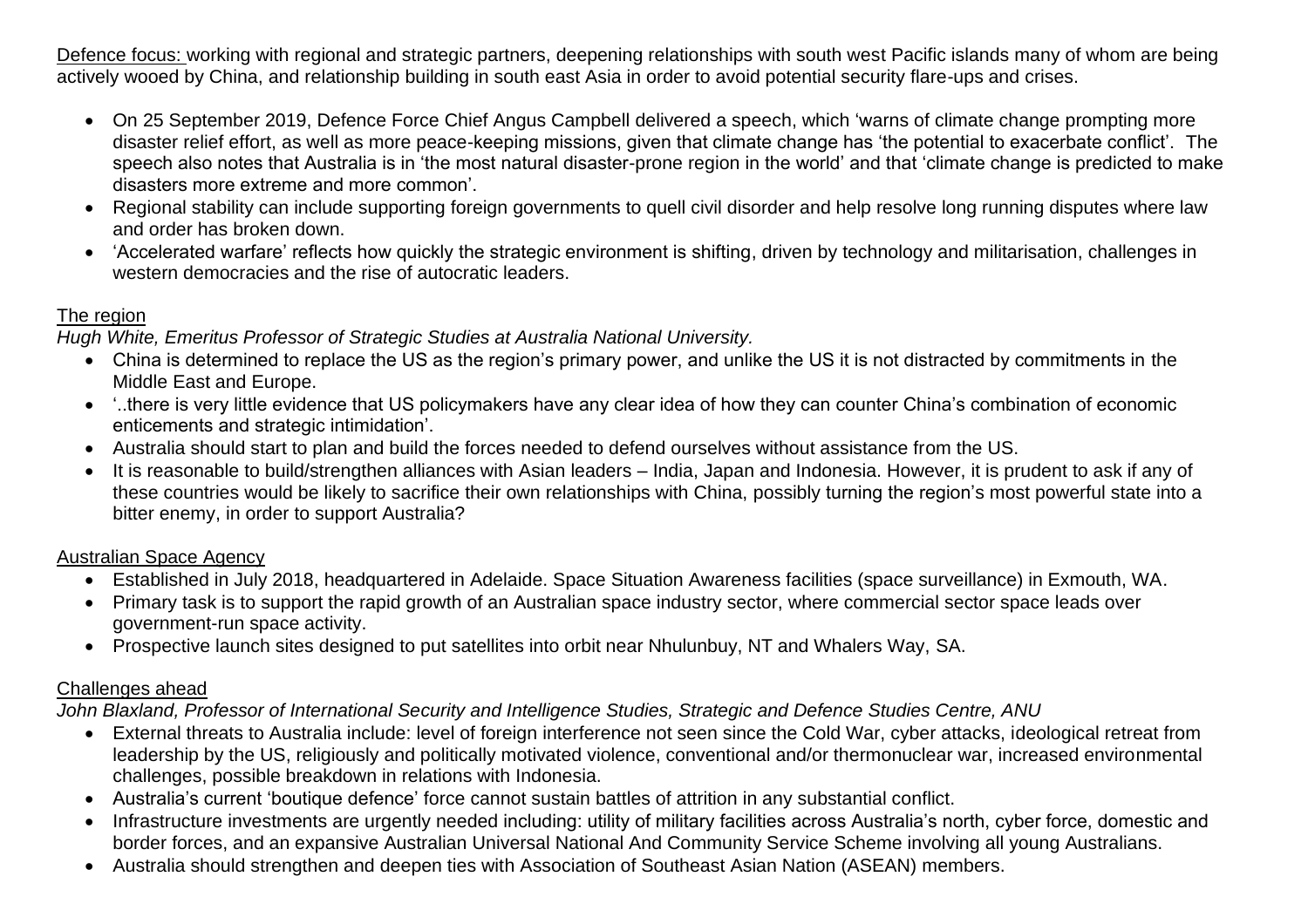Defence focus: working with regional and strategic partners, deepening relationships with south west Pacific islands many of whom are being actively wooed by China, and relationship building in south east Asia in order to avoid potential security flare-ups and crises.

- On 25 September 2019, Defence Force Chief Angus Campbell delivered a speech, which 'warns of climate change prompting more disaster relief effort, as well as more peace-keeping missions, given that climate change has 'the potential to exacerbate conflict'. The speech also notes that Australia is in 'the most natural disaster-prone region in the world' and that 'climate change is predicted to make disasters more extreme and more common'.
- Regional stability can include supporting foreign governments to quell civil disorder and help resolve long running disputes where law and order has broken down.
- 'Accelerated warfare' reflects how quickly the strategic environment is shifting, driven by technology and militarisation, challenges in western democracies and the rise of autocratic leaders.

## The region

*Hugh White, Emeritus Professor of Strategic Studies at Australia National University.*

- China is determined to replace the US as the region's primary power, and unlike the US it is not distracted by commitments in the Middle East and Europe.
- '..there is very little evidence that US policymakers have any clear idea of how they can counter China's combination of economic enticements and strategic intimidation'.
- Australia should start to plan and build the forces needed to defend ourselves without assistance from the US.
- It is reasonable to build/strengthen alliances with Asian leaders – India, Japan and Indonesia. However, it is prudent to ask if any of these countries would be likely to sacrifice their own relationships with China, possibly turning the region's most powerful state into a bitter enemy, in order to support Australia?

## Australian Space Agency

- Established in July 2018, headquartered in Adelaide. Space Situation Awareness facilities (space surveillance) in Exmouth, WA.
- Primary task is to support the rapid growth of an Australian space industry sector, where commercial sector space leads over government-run space activity.
- Prospective launch sites designed to put satellites into orbit near Nhulunbuy, NT and Whalers Way, SA.

## Challenges ahead

*John Blaxland, Professor of International Security and Intelligence Studies, Strategic and Defence Studies Centre, ANU*

- External threats to Australia include: level of foreign interference not seen since the Cold War, cyber attacks, ideological retreat from leadership by the US, religiously and politically motivated violence, conventional and/or thermonuclear war, increased environmental challenges, possible breakdown in relations with Indonesia.
- Australia's current 'boutique defence' force cannot sustain battles of attrition in any substantial conflict.
- Infrastructure investments are urgently needed including: utility of military facilities across Australia's north, cyber force, domestic and border forces, and an expansive Australian Universal National And Community Service Scheme involving all young Australians.
- Australia should strengthen and deepen ties with Association of Southeast Asian Nation (ASEAN) members.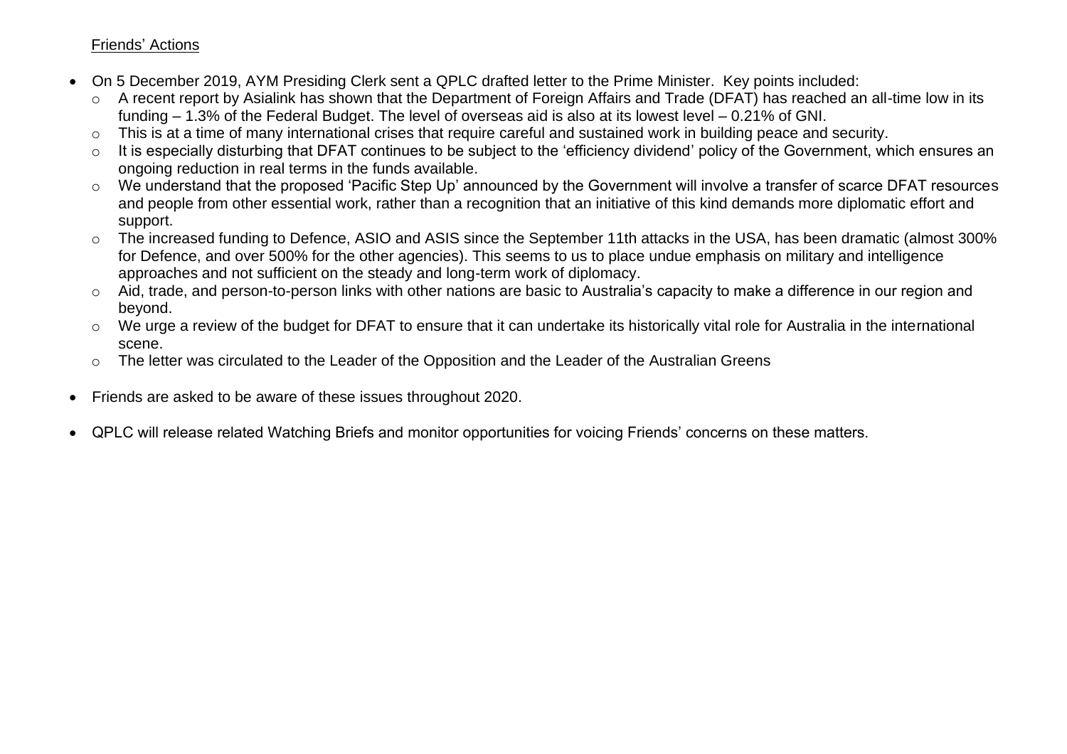Friends' Actions

- On 5 December 2019, AYM Presiding Clerk sent a QPLC drafted letter to the Prime Minister. Key points included:
  - A recent report by Asialink has shown that the Department of Foreign Affairs and Trade (DFAT) has reached an all-time low in its funding – 1.3% of the Federal Budget. The level of overseas aid is also at its lowest level – 0.21% of GNI.
  - This is at a time of many international crises that require careful and sustained work in building peace and security.
  - It is especially disturbing that DFAT continues to be subject to the 'efficiency dividend' policy of the Government, which ensures an ongoing reduction in real terms in the funds available.
  - We understand that the proposed 'Pacific Step Up' announced by the Government will involve a transfer of scarce DFAT resources and people from other essential work, rather than a recognition that an initiative of this kind demands more diplomatic effort and support.
  - The increased funding to Defence, ASIO and ASIS since the September 11th attacks in the USA, has been dramatic (almost 300% for Defence, and over 500% for the other agencies). This seems to us to place undue emphasis on military and intelligence approaches and not sufficient on the steady and long-term work of diplomacy.
  - Aid, trade, and person-to-person links with other nations are basic to Australia's capacity to make a difference in our region and beyond.
  - We urge a review of the budget for DFAT to ensure that it can undertake its historically vital role for Australia in the international scene.
  - The letter was circulated to the Leader of the Opposition and the Leader of the Australian Greens

- Friends are asked to be aware of these issues throughout 2020.

- QPLC will release related Watching Briefs and monitor opportunities for voicing Friends' concerns on these matters.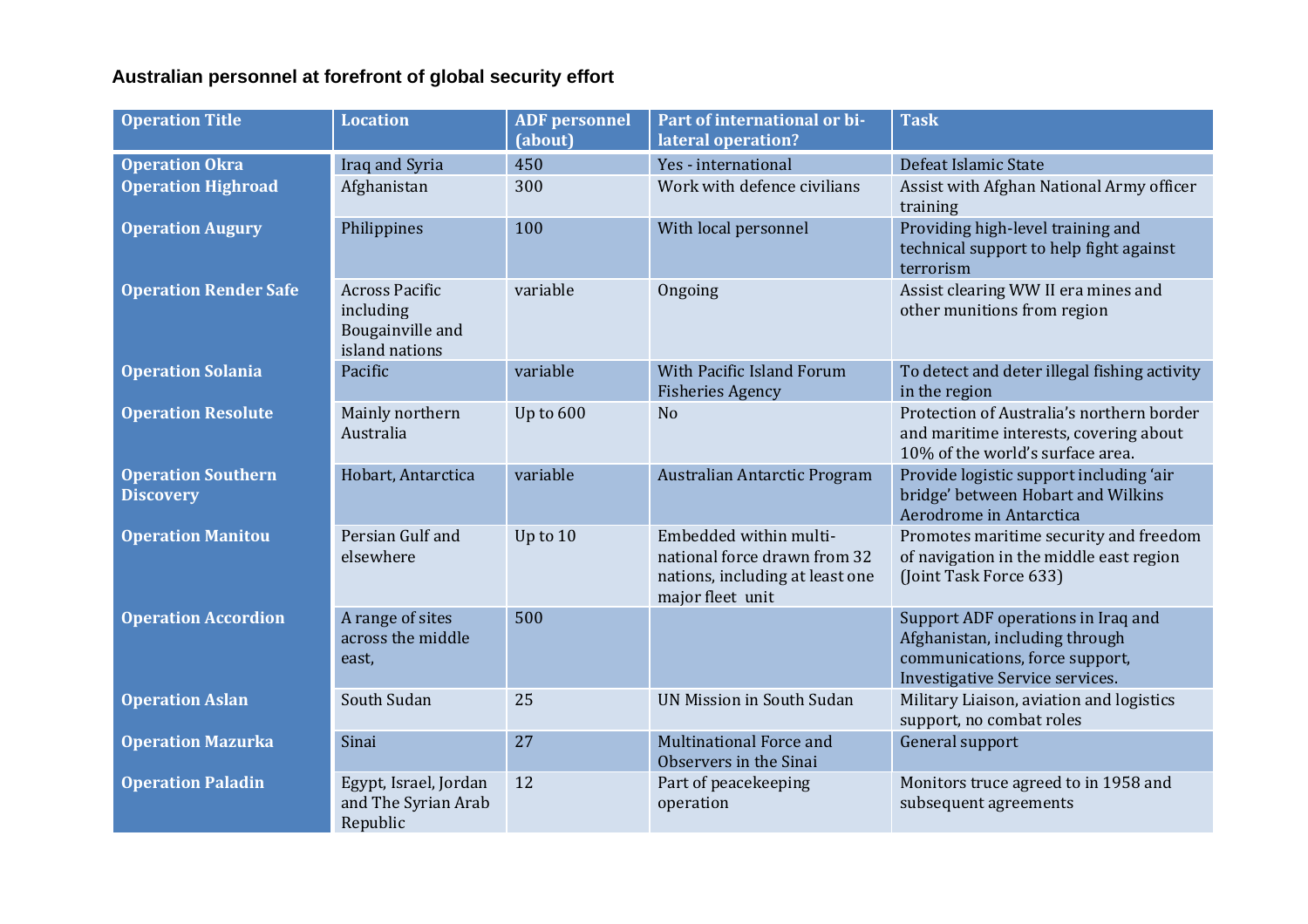### Australian personnel at forefront of global security effort

| Operation Title | Location | ADF personnel (about) | Part of international or bi-lateral operation? | Task |
|---|---|---|---|---|
| **Operation Okra** | Iraq and Syria | 450 | Yes - international | Defeat Islamic State |
| **Operation Highroad** | Afghanistan | 300 | Work with defence civilians | Assist with Afghan National Army officer training |
| **Operation Augury** | Philippines | 100 | With local personnel | Providing high-level training and technical support to help fight against terrorism |
| **Operation Render Safe** | Across Pacific including Bougainville and island nations | variable | Ongoing | Assist clearing WW II era mines and other munitions from region |
| **Operation Solania** | Pacific | variable | With Pacific Island Forum Fisheries Agency | To detect and deter illegal fishing activity in the region |
| **Operation Resolute** | Mainly northern Australia | Up to 600 | No | Protection of Australia's northern border and maritime interests, covering about 10% of the world's surface area. |
| **Operation Southern Discovery** | Hobart, Antarctica | variable | Australian Antarctic Program | Provide logistic support including 'air bridge' between Hobart and Wilkins Aerodrome in Antarctica |
| **Operation Manitou** | Persian Gulf and elsewhere | Up to 10 | Embedded within multi-national force drawn from 32 nations, including at least one major fleet unit | Promotes maritime security and freedom of navigation in the middle east region (Joint Task Force 633) |
| **Operation Accordion** | A range of sites across the middle east, | 500 | | Support ADF operations in Iraq and Afghanistan, including through communications, force support, Investigative Service services. |
| **Operation Aslan** | South Sudan | 25 | UN Mission in South Sudan | Military Liaison, aviation and logistics support, no combat roles |
| **Operation Mazurka** | Sinai | 27 | Multinational Force and Observers in the Sinai | General support |
| **Operation Paladin** | Egypt, Israel, Jordan and The Syrian Arab Republic | 12 | Part of peacekeeping operation | Monitors truce agreed to in 1958 and subsequent agreements |